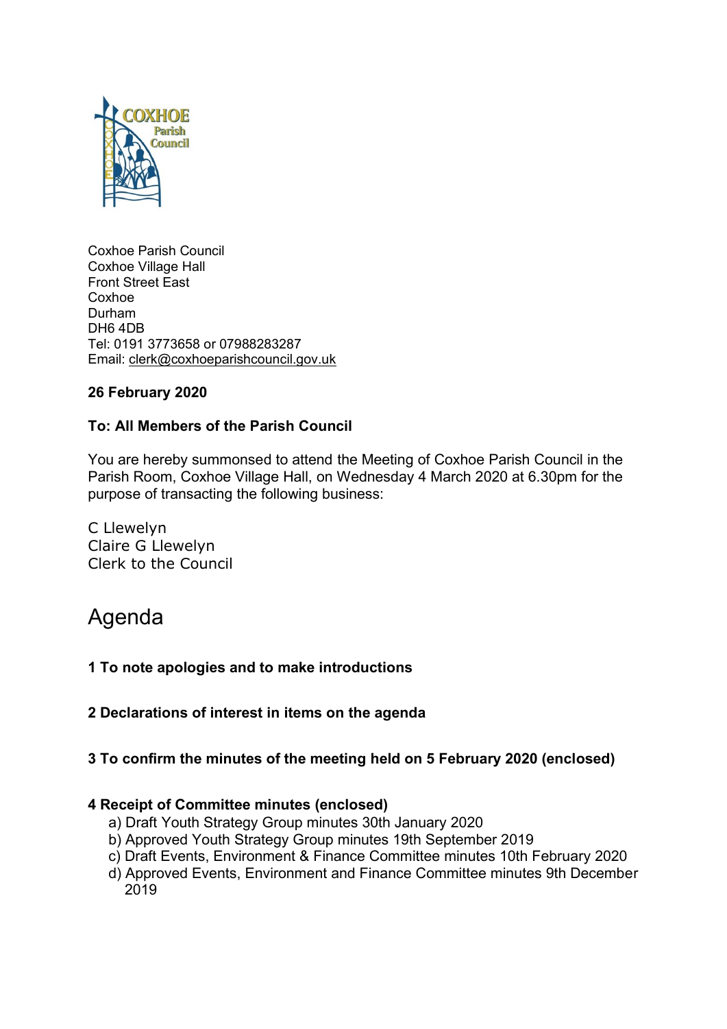Coxhoe Parish Council
Coxhoe Village Hall
Front Street East
Coxhoe
Durham
DH6 4DB
Tel: 0191 3773658 or 07988283287
Email: clerk@coxhoeparishcouncil.gov.uk

**26 February 2020**

**To: All Members of the Parish Council**

You are hereby summonsed to attend the Meeting of Coxhoe Parish Council in the Parish Room, Coxhoe Village Hall, on Wednesday 4 March 2020 at 6.30pm for the purpose of transacting the following business:

C Llewelyn
Claire G Llewelyn
Clerk to the Council

# Agenda

**1 To note apologies and to make introductions**

**2 Declarations of interest in items on the agenda**

**3 To confirm the minutes of the meeting held on 5 February 2020 (enclosed)**

**4 Receipt of Committee minutes (enclosed)**

a) Draft Youth Strategy Group minutes 30th January 2020
b) Approved Youth Strategy Group minutes 19th September 2019
c) Draft Events, Environment & Finance Committee minutes 10th February 2020
d) Approved Events, Environment and Finance Committee minutes 9th December 2019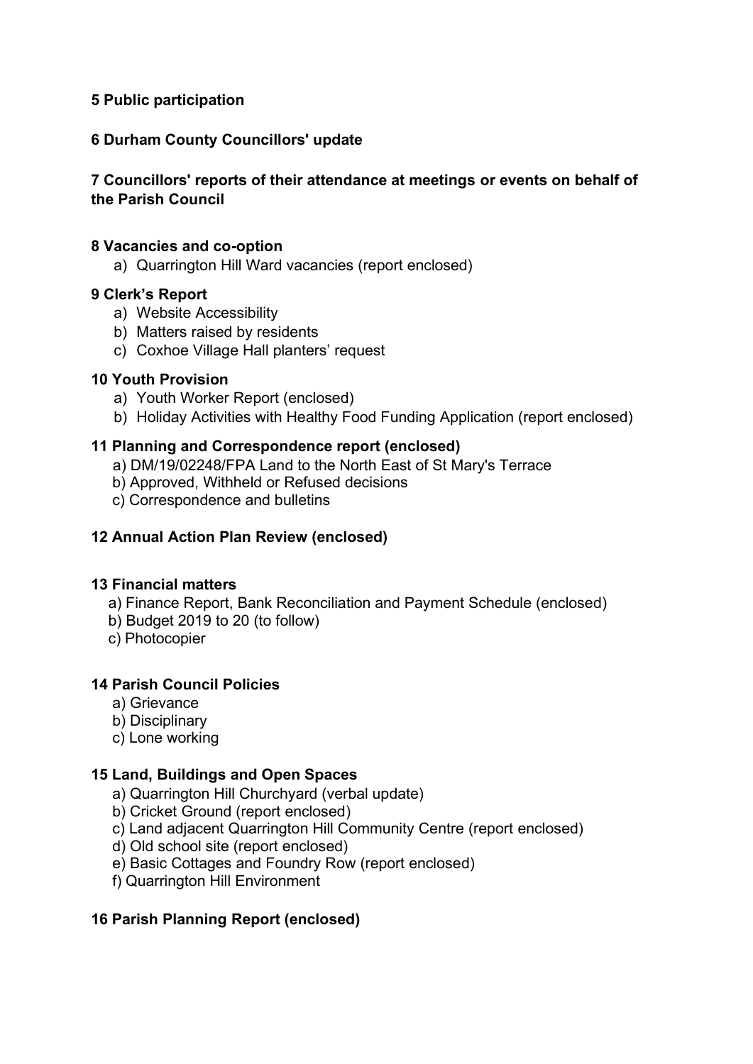**5 Public participation**

**6 Durham County Councillors' update**

**7 Councillors' reports of their attendance at meetings or events on behalf of the Parish Council**

**8 Vacancies and co-option**

a) Quarrington Hill Ward vacancies (report enclosed)

**9 Clerk's Report**

a) Website Accessibility
b) Matters raised by residents
c) Coxhoe Village Hall planters' request

**10 Youth Provision**

a) Youth Worker Report (enclosed)
b) Holiday Activities with Healthy Food Funding Application (report enclosed)

**11 Planning and Correspondence report (enclosed)**

a) DM/19/02248/FPA Land to the North East of St Mary's Terrace
b) Approved, Withheld or Refused decisions
c) Correspondence and bulletins

**12 Annual Action Plan Review (enclosed)**

**13 Financial matters**

a) Finance Report, Bank Reconciliation and Payment Schedule (enclosed)
b) Budget 2019 to 20 (to follow)
c) Photocopier

**14 Parish Council Policies**

a) Grievance
b) Disciplinary
c) Lone working

**15 Land, Buildings and Open Spaces**

a) Quarrington Hill Churchyard (verbal update)
b) Cricket Ground (report enclosed)
c) Land adjacent Quarrington Hill Community Centre (report enclosed)
d) Old school site (report enclosed)
e) Basic Cottages and Foundry Row (report enclosed)
f) Quarrington Hill Environment

**16 Parish Planning Report (enclosed)**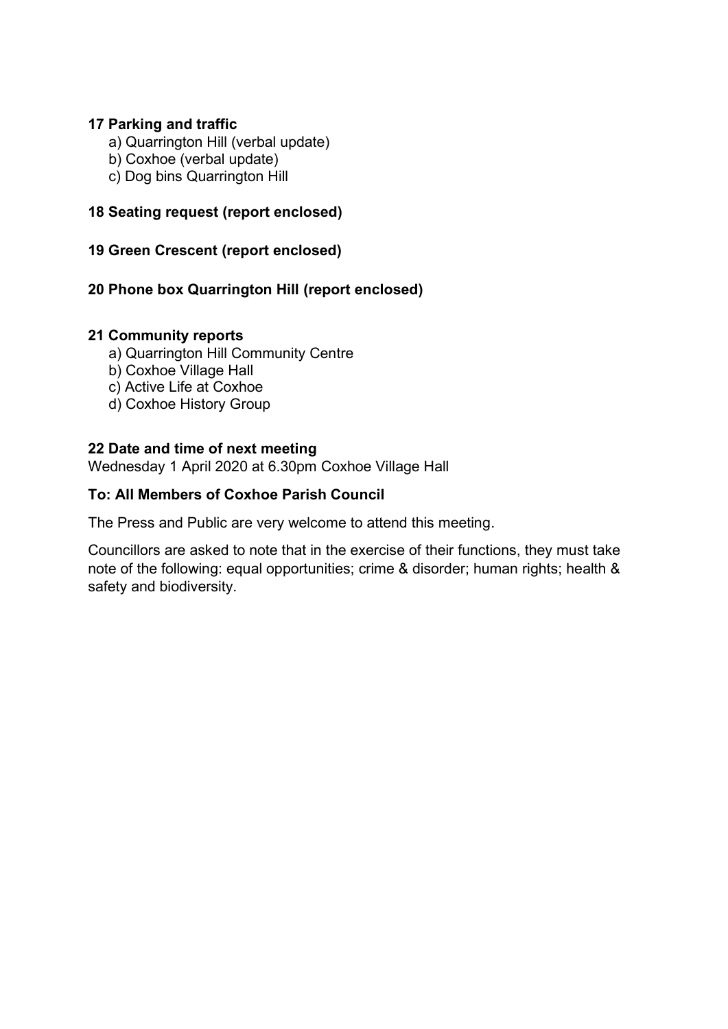**17 Parking and traffic**

a) Quarrington Hill (verbal update)
b) Coxhoe (verbal update)
c) Dog bins Quarrington Hill

**18 Seating request (report enclosed)**

**19 Green Crescent (report enclosed)**

**20 Phone box Quarrington Hill (report enclosed)**

**21 Community reports**

a) Quarrington Hill Community Centre
b) Coxhoe Village Hall
c) Active Life at Coxhoe
d) Coxhoe History Group

**22 Date and time of next meeting**

Wednesday 1 April 2020 at 6.30pm Coxhoe Village Hall

**To: All Members of Coxhoe Parish Council**

The Press and Public are very welcome to attend this meeting.

Councillors are asked to note that in the exercise of their functions, they must take note of the following: equal opportunities; crime & disorder; human rights; health & safety and biodiversity.